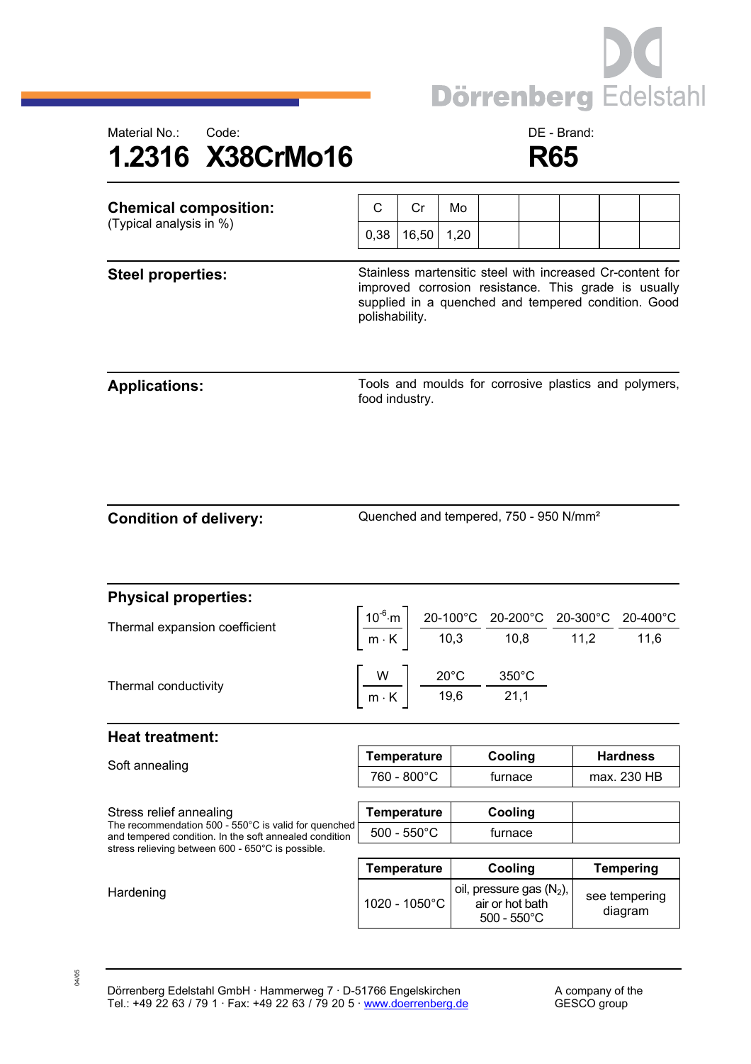Dörrenberg Edelstahl

Material No.: 1.2316

Code: X38CrMo16

DE - Brand: R65

# 1.2316 X38CrMo16 — R65

## Chemical composition:

(Typical analysis in %)

| C | Cr | Mo |
|---|---|---|
| 0,38 | 16,50 | 1,20 |

## Steel properties:

Stainless martensitic steel with increased Cr-content for improved corrosion resistance. This grade is usually supplied in a quenched and tempered condition. Good polishability.

## Applications:

Tools and moulds for corrosive plastics and polymers, food industry.

## Condition of delivery:

Quenched and tempered, 750 - 950 N/mm²

## Physical properties:

Thermal expansion coefficient $\left[\frac{10^{-6} \cdot m}{m \cdot K}\right]$

| 20-100°C | 20-200°C | 20-300°C | 20-400°C |
|---|---|---|---|
| 10,3 | 10,8 | 11,2 | 11,6 |

Thermal conductivity $\left[\frac{W}{m \cdot K}\right]$

| 20°C | 350°C |
|---|---|
| 19,6 | 21,1 |

## Heat treatment:

Soft annealing

| Temperature | Cooling | Hardness |
|---|---|---|
| 760 - 800°C | furnace | max. 230 HB |

Stress relief annealing

The recommendation 500 - 550°C is valid for quenched and tempered condition. In the soft annealed condition stress relieving between 600 - 650°C is possible.

| Temperature | Cooling |
|---|---|
| 500 - 550°C | furnace |

Hardening

| Temperature | Cooling | Tempering |
|---|---|---|
| 1020 - 1050°C | oil, pressure gas ($N_2$), air or hot bath 500 - 550°C | see tempering diagram |

Dörrenberg Edelstahl GmbH · Hammerweg 7 · D-51766 Engelskirchen
Tel.: +49 22 63 / 79 1 · Fax: +49 22 63 / 79 20 5 · www.doerrenberg.de

A company of the GESCO group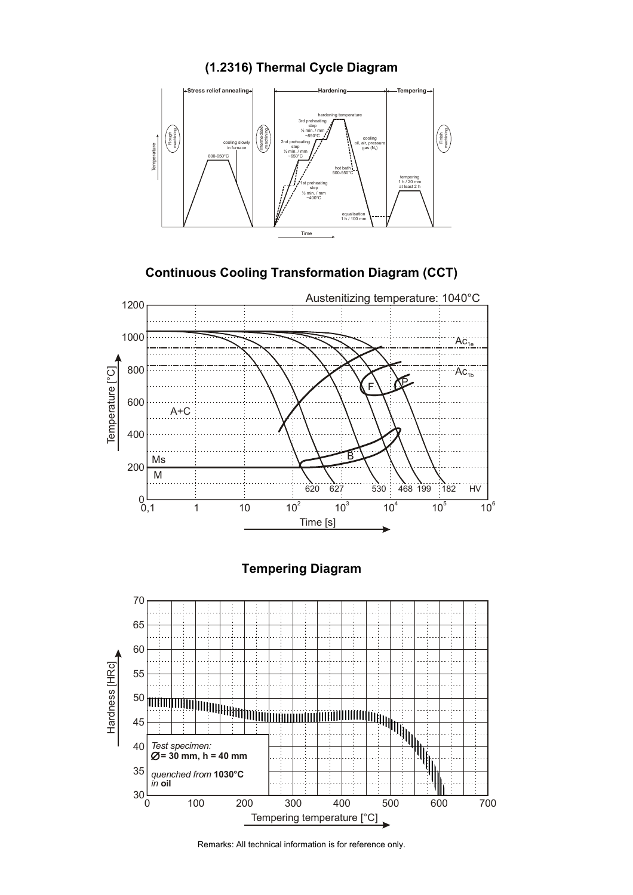## (1.2316) Thermal Cycle Diagram

Stress relief annealing
Hardening
Tempering
Rough machining
Intermediate machining
Finish machining
Temperature
Time
600-650°C
cooling slowly in furnace
hardening temperature
3rd preheating step
½ min. / mm
~850°C
2nd preheating step
½ min. / mm
~650°C
1st preheating step
½ min. / mm
~400°C
cooling oil, air, pressure gas ($N_2$)
hot bath 500-550°C
equalisation 1 h / 100 mm
tempering 1 h / 20 mm at least 2 h

## Continuous Cooling Transformation Diagram (CCT)

Austenitizing temperature: 1040°C
Temperature [°C]
1200
1000
800
600
400
200
0
$Ac_{1e}$
$Ac_{1b}$
A+C
F
P
B
Ms
M
620 627 530 468 199 182 HV
0,1 1 10 $10^2$ $10^3$ $10^4$ $10^5$ $10^6$
Time [s]

## Tempering Diagram

Hardness [HRc]
70
65
60
55
50
45
40
35
30
*Test specimen:*
**Ø = 30 mm, h = 40 mm**
*quenched from* **1030°C**
*in* **oil**
0 100 200 300 400 500 600 700
Tempering temperature [°C]

Remarks: All technical information is for reference only.